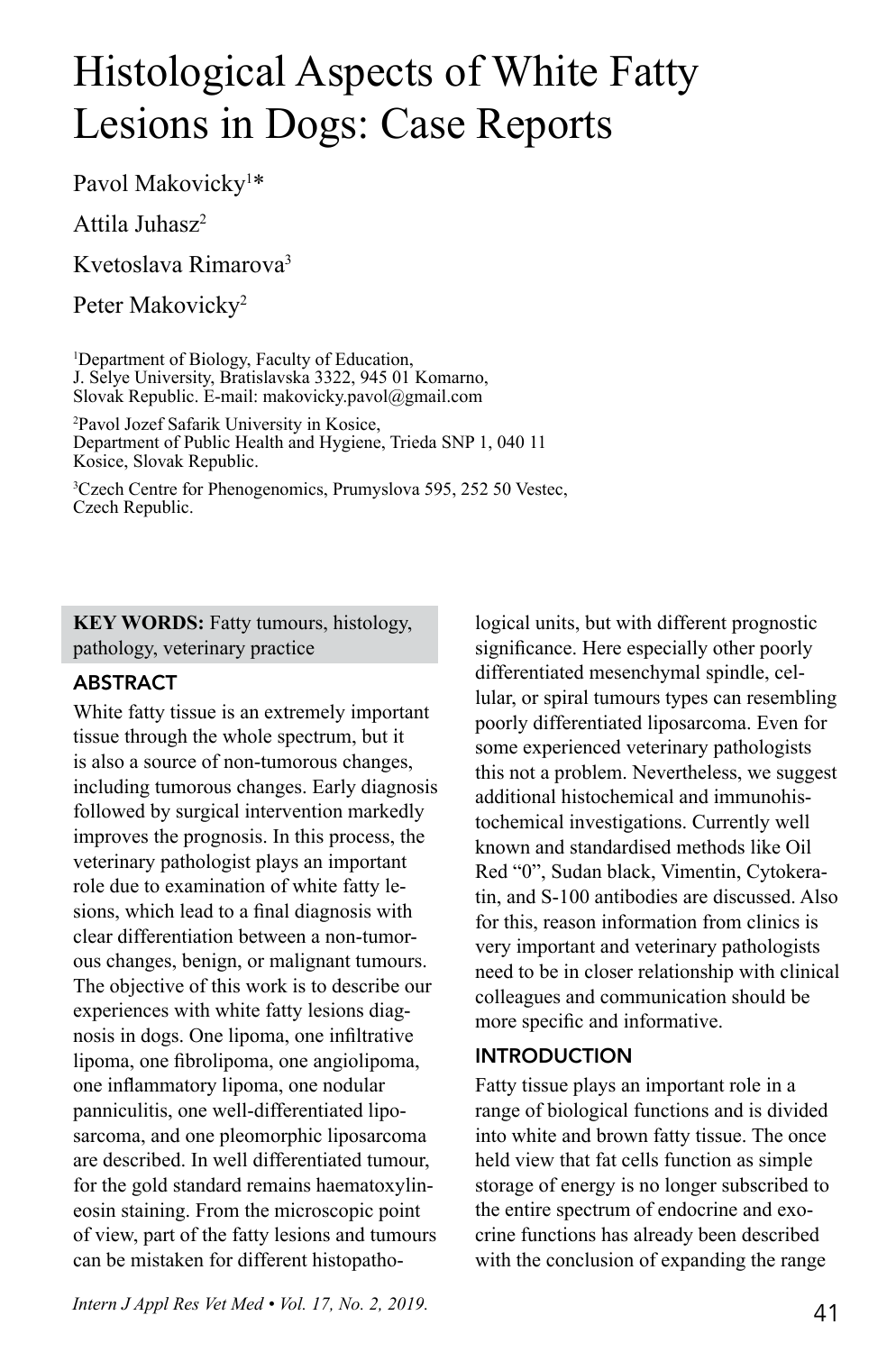# Histological Aspects of White Fatty Lesions in Dogs: Case Reports

Pavol Makovicky[1]*

Attila Juhasz[2]

Kvetoslava Rimarova[3]

Peter Makovicky[2]

[1]Department of Biology, Faculty of Education, J. Selye University, Bratislavska 3322, 945 01 Komarno, Slovak Republic. E-mail: makovicky.pavol@gmail.com

[2]Pavol Jozef Safarik University in Kosice, Department of Public Health and Hygiene, Trieda SNP 1, 040 11 Kosice, Slovak Republic.

[3]Czech Centre for Phenogenomics, Prumyslova 595, 252 50 Vestec, Czech Republic.

**KEY WORDS:** Fatty tumours, histology, pathology, veterinary practice

## ABSTRACT

White fatty tissue is an extremely important tissue through the whole spectrum, but it is also a source of non-tumorous changes, including tumorous changes. Early diagnosis followed by surgical intervention markedly improves the prognosis. In this process, the veterinary pathologist plays an important role due to examination of white fatty lesions, which lead to a final diagnosis with clear differentiation between a non-tumorous changes, benign, or malignant tumours. The objective of this work is to describe our experiences with white fatty lesions diagnosis in dogs. One lipoma, one infiltrative lipoma, one fibrolipoma, one angiolipoma, one inflammatory lipoma, one nodular panniculitis, one well-differentiated liposarcoma, and one pleomorphic liposarcoma are described. In well differentiated tumour, for the gold standard remains haematoxylin-eosin staining. From the microscopic point of view, part of the fatty lesions and tumours can be mistaken for different histopathological units, but with different prognostic significance. Here especially other poorly differentiated mesenchymal spindle, cellular, or spiral tumours types can resembling poorly differentiated liposarcoma. Even for some experienced veterinary pathologists this not a problem. Nevertheless, we suggest additional histochemical and immunohistochemical investigations. Currently well known and standardised methods like Oil Red "0", Sudan black, Vimentin, Cytokeratin, and S-100 antibodies are discussed. Also for this, reason information from clinics is very important and veterinary pathologists need to be in closer relationship with clinical colleagues and communication should be more specific and informative.

## INTRODUCTION

Fatty tissue plays an important role in a range of biological functions and is divided into white and brown fatty tissue. The once held view that fat cells function as simple storage of energy is no longer subscribed to the entire spectrum of endocrine and exocrine functions has already been described with the conclusion of expanding the range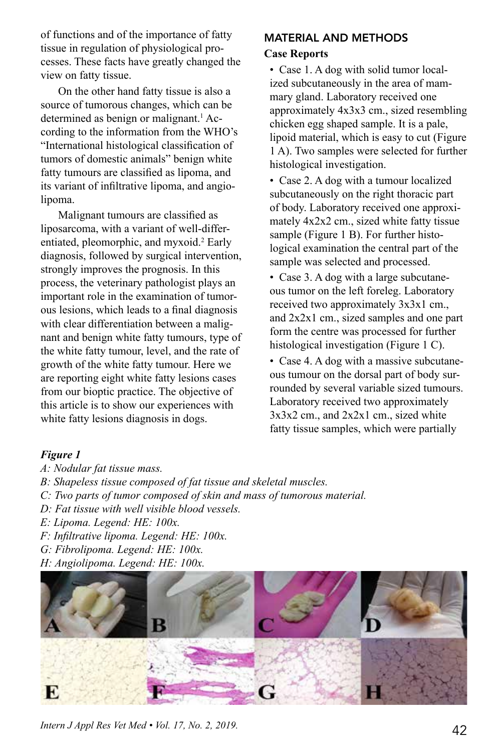of functions and of the importance of fatty tissue in regulation of physiological processes. These facts have greatly changed the view on fatty tissue.

On the other hand fatty tissue is also a source of tumorous changes, which can be determined as benign or malignant.[1] According to the information from the WHO's "International histological classification of tumors of domestic animals" benign white fatty tumours are classified as lipoma, and its variant of infiltrative lipoma, and angiolipoma.

Malignant tumours are classified as liposarcoma, with a variant of well-differentiated, pleomorphic, and myxoid.[2] Early diagnosis, followed by surgical intervention, strongly improves the prognosis. In this process, the veterinary pathologist plays an important role in the examination of tumorous lesions, which leads to a final diagnosis with clear differentiation between a malignant and benign white fatty tumours, type of the white fatty tumour, level, and the rate of growth of the white fatty tumour. Here we are reporting eight white fatty lesions cases from our bioptic practice. The objective of this article is to show our experiences with white fatty lesions diagnosis in dogs.

## MATERIAL AND METHODS

### Case Reports

- Case 1. A dog with solid tumor localized subcutaneously in the area of mammary gland. Laboratory received one approximately 4x3x3 cm., sized resembling chicken egg shaped sample. It is a pale, lipoid material, which is easy to cut (Figure 1 A). Two samples were selected for further histological investigation.
- Case 2. A dog with a tumour localized subcutaneously on the right thoracic part of body. Laboratory received one approximately 4x2x2 cm., sized white fatty tissue sample (Figure 1 B). For further histological examination the central part of the sample was selected and processed.
- Case 3. A dog with a large subcutaneous tumor on the left foreleg. Laboratory received two approximately 3x3x1 cm., and 2x2x1 cm., sized samples and one part form the centre was processed for further histological investigation (Figure 1 C).
- Case 4. A dog with a massive subcutaneous tumour on the dorsal part of body surrounded by several variable sized tumours. Laboratory received two approximately 3x3x2 cm., and 2x2x1 cm., sized white fatty tissue samples, which were partially

***Figure 1***

*A: Nodular fat tissue mass.*
*B: Shapeless tissue composed of fat tissue and skeletal muscles.*
*C: Two parts of tumor composed of skin and mass of tumorous material.*
*D: Fat tissue with well visible blood vessels.*
*E: Lipoma. Legend: HE: 100x.*
*F: Infiltrative lipoma. Legend: HE: 100x.*
*G: Fibrolipoma. Legend: HE: 100x.*
*H: Angiolipoma. Legend: HE: 100x.*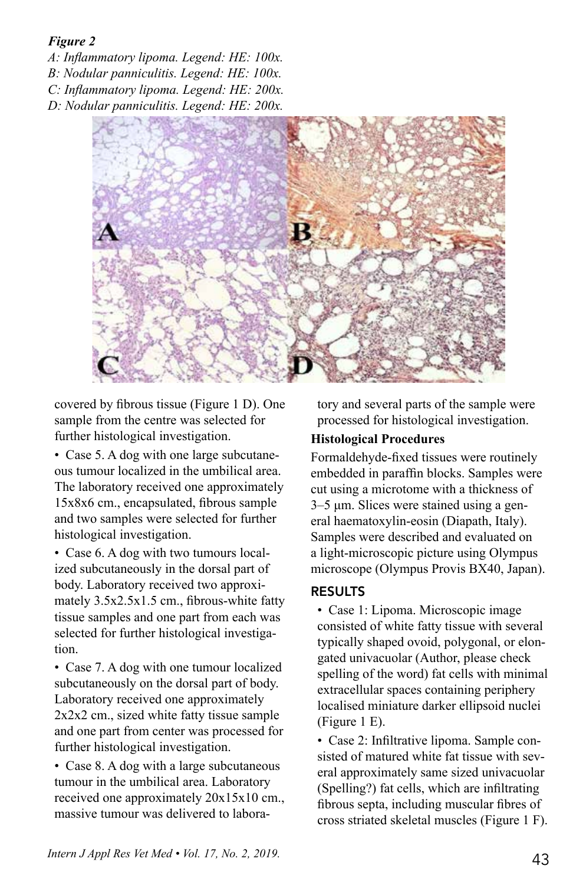*Figure 2*
*A: Inflammatory lipoma. Legend: HE: 100x.*
*B: Nodular panniculitis. Legend: HE: 100x.*
*C: Inflammatory lipoma. Legend: HE: 200x.*
*D: Nodular panniculitis. Legend: HE: 200x.*

covered by fibrous tissue (Figure 1 D). One sample from the centre was selected for further histological investigation.

- Case 5. A dog with one large subcutaneous tumour localized in the umbilical area. The laboratory received one approximately 15x8x6 cm., encapsulated, fibrous sample and two samples were selected for further histological investigation.
- Case 6. A dog with two tumours localized subcutaneously in the dorsal part of body. Laboratory received two approximately 3.5x2.5x1.5 cm., fibrous-white fatty tissue samples and one part from each was selected for further histological investigation.
- Case 7. A dog with one tumour localized subcutaneously on the dorsal part of body. Laboratory received one approximately 2x2x2 cm., sized white fatty tissue sample and one part from center was processed for further histological investigation.
- Case 8. A dog with a large subcutaneous tumour in the umbilical area. Laboratory received one approximately 20x15x10 cm., massive tumour was delivered to laboratory and several parts of the sample were processed for histological investigation.

**Histological Procedures**

Formaldehyde-fixed tissues were routinely embedded in paraffin blocks. Samples were cut using a microtome with a thickness of 3–5 μm. Slices were stained using a general haematoxylin-eosin (Diapath, Italy). Samples were described and evaluated on a light-microscopic picture using Olympus microscope (Olympus Provis BX40, Japan).

## RESULTS

- Case 1: Lipoma. Microscopic image consisted of white fatty tissue with several typically shaped ovoid, polygonal, or elongated univacuolar (Author, please check spelling of the word) fat cells with minimal extracellular spaces containing periphery localised miniature darker ellipsoid nuclei (Figure 1 E).
- Case 2: Infiltrative lipoma. Sample consisted of matured white fat tissue with several approximately same sized univacuolar (Spelling?) fat cells, which are infiltrating fibrous septa, including muscular fibres of cross striated skeletal muscles (Figure 1 F).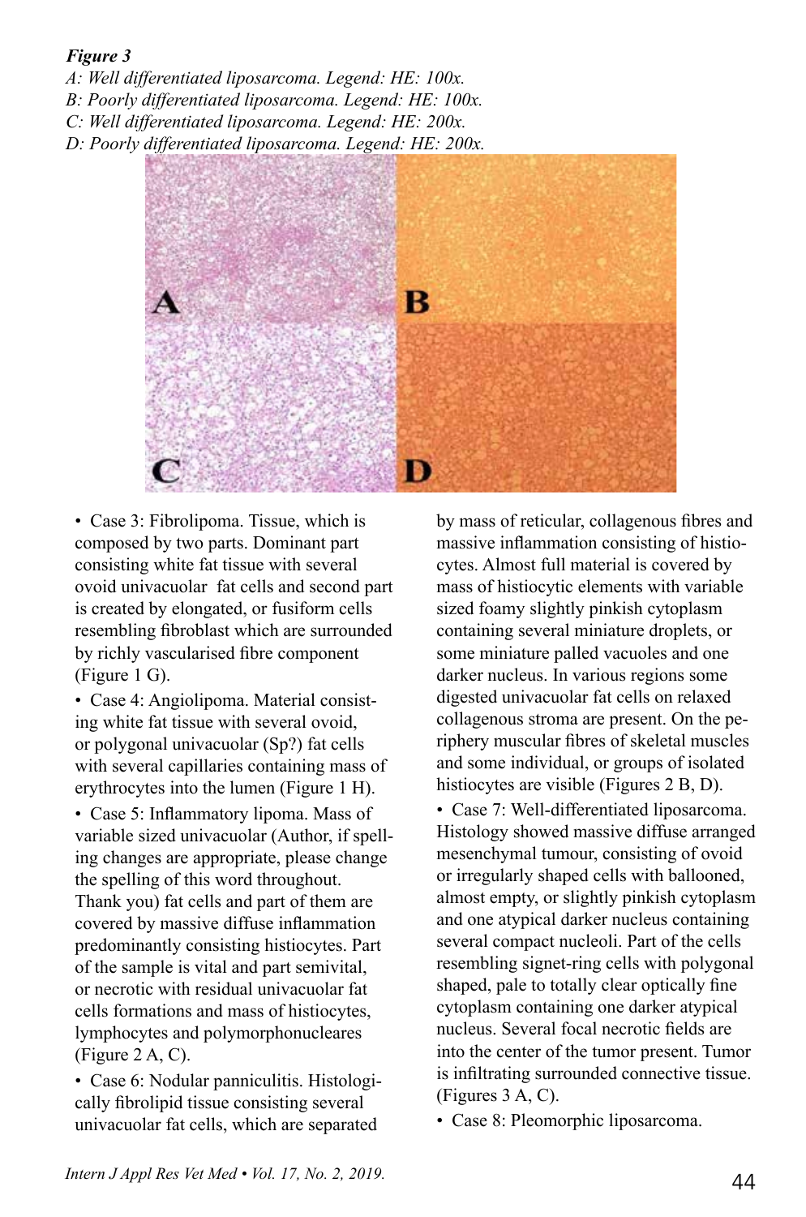***Figure 3***

*A: Well differentiated liposarcoma. Legend: HE: 100x.*
*B: Poorly differentiated liposarcoma. Legend: HE: 100x.*
*C: Well differentiated liposarcoma. Legend: HE: 200x.*
*D: Poorly differentiated liposarcoma. Legend: HE: 200x.*

- Case 3: Fibrolipoma. Tissue, which is composed by two parts. Dominant part consisting white fat tissue with several ovoid univacuolar fat cells and second part is created by elongated, or fusiform cells resembling fibroblast which are surrounded by richly vascularised fibre component (Figure 1 G).
- Case 4: Angiolipoma. Material consisting white fat tissue with several ovoid, or polygonal univacuolar (Sp?) fat cells with several capillaries containing mass of erythrocytes into the lumen (Figure 1 H).
- Case 5: Inflammatory lipoma. Mass of variable sized univacuolar (Author, if spelling changes are appropriate, please change the spelling of this word throughout. Thank you) fat cells and part of them are covered by massive diffuse inflammation predominantly consisting histiocytes. Part of the sample is vital and part semivital, or necrotic with residual univacuolar fat cells formations and mass of histiocytes, lymphocytes and polymorphonucleares (Figure 2 A, C).
- Case 6: Nodular panniculitis. Histologically fibrolipid tissue consisting several univacuolar fat cells, which are separated by mass of reticular, collagenous fibres and massive inflammation consisting of histiocytes. Almost full material is covered by mass of histiocytic elements with variable sized foamy slightly pinkish cytoplasm containing several miniature droplets, or some miniature palled vacuoles and one darker nucleus. In various regions some digested univacuolar fat cells on relaxed collagenous stroma are present. On the periphery muscular fibres of skeletal muscles and some individual, or groups of isolated histiocytes are visible (Figures 2 B, D).
- Case 7: Well-differentiated liposarcoma. Histology showed massive diffuse arranged mesenchymal tumour, consisting of ovoid or irregularly shaped cells with ballooned, almost empty, or slightly pinkish cytoplasm and one atypical darker nucleus containing several compact nucleoli. Part of the cells resembling signet-ring cells with polygonal shaped, pale to totally clear optically fine cytoplasm containing one darker atypical nucleus. Several focal necrotic fields are into the center of the tumor present. Tumor is infiltrating surrounded connective tissue. (Figures 3 A, C).
- Case 8: Pleomorphic liposarcoma.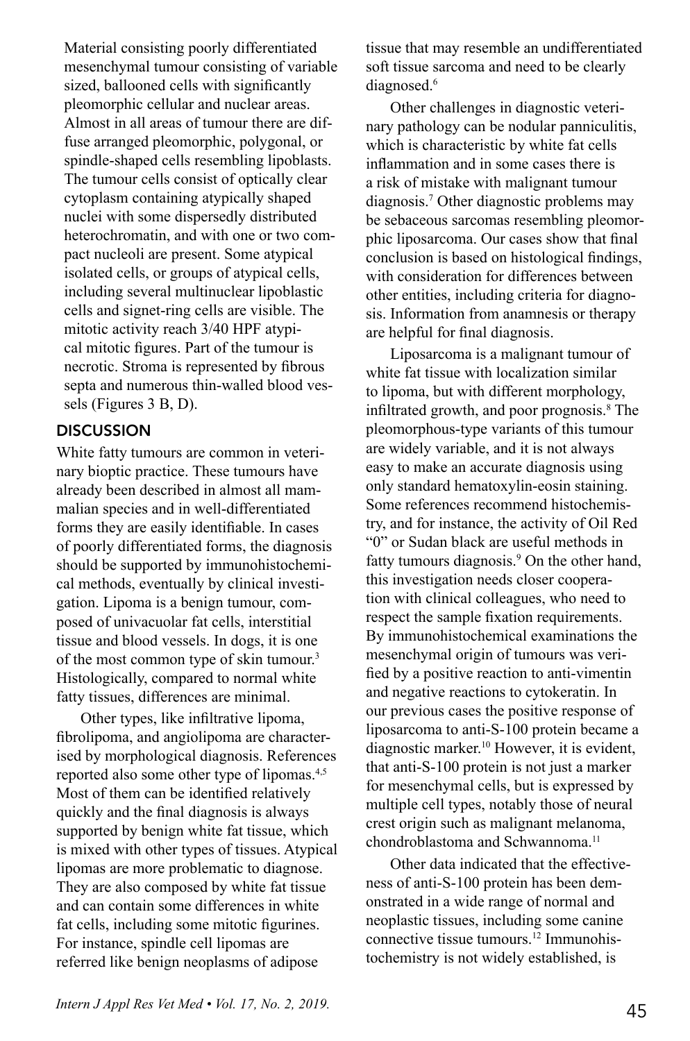Material consisting poorly differentiated mesenchymal tumour consisting of variable sized, ballooned cells with significantly pleomorphic cellular and nuclear areas. Almost in all areas of tumour there are diffuse arranged pleomorphic, polygonal, or spindle-shaped cells resembling lipoblasts. The tumour cells consist of optically clear cytoplasm containing atypically shaped nuclei with some dispersedly distributed heterochromatin, and with one or two compact nucleoli are present. Some atypical isolated cells, or groups of atypical cells, including several multinuclear lipoblastic cells and signet-ring cells are visible. The mitotic activity reach 3/40 HPF atypical mitotic figures. Part of the tumour is necrotic. Stroma is represented by fibrous septa and numerous thin-walled blood vessels (Figures 3 B, D).

## DISCUSSION

White fatty tumours are common in veterinary bioptic practice. These tumours have already been described in almost all mammalian species and in well-differentiated forms they are easily identifiable. In cases of poorly differentiated forms, the diagnosis should be supported by immunohistochemical methods, eventually by clinical investigation. Lipoma is a benign tumour, composed of univacuolar fat cells, interstitial tissue and blood vessels. In dogs, it is one of the most common type of skin tumour.[3] Histologically, compared to normal white fatty tissues, differences are minimal.

Other types, like infiltrative lipoma, fibrolipoma, and angiolipoma are characterised by morphological diagnosis. References reported also some other type of lipomas.[4,5] Most of them can be identified relatively quickly and the final diagnosis is always supported by benign white fat tissue, which is mixed with other types of tissues. Atypical lipomas are more problematic to diagnose. They are also composed by white fat tissue and can contain some differences in white fat cells, including some mitotic figurines. For instance, spindle cell lipomas are referred like benign neoplasms of adipose tissue that may resemble an undifferentiated soft tissue sarcoma and need to be clearly diagnosed.[6]

Other challenges in diagnostic veterinary pathology can be nodular panniculitis, which is characteristic by white fat cells inflammation and in some cases there is a risk of mistake with malignant tumour diagnosis.[7] Other diagnostic problems may be sebaceous sarcomas resembling pleomorphic liposarcoma. Our cases show that final conclusion is based on histological findings, with consideration for differences between other entities, including criteria for diagnosis. Information from anamnesis or therapy are helpful for final diagnosis.

Liposarcoma is a malignant tumour of white fat tissue with localization similar to lipoma, but with different morphology, infiltrated growth, and poor prognosis.[8] The pleomorphous-type variants of this tumour are widely variable, and it is not always easy to make an accurate diagnosis using only standard hematoxylin-eosin staining. Some references recommend histochemistry, and for instance, the activity of Oil Red "0" or Sudan black are useful methods in fatty tumours diagnosis.[9] On the other hand, this investigation needs closer cooperation with clinical colleagues, who need to respect the sample fixation requirements. By immunohistochemical examinations the mesenchymal origin of tumours was verified by a positive reaction to anti-vimentin and negative reactions to cytokeratin. In our previous cases the positive response of liposarcoma to anti-S-100 protein became a diagnostic marker.[10] However, it is evident, that anti-S-100 protein is not just a marker for mesenchymal cells, but is expressed by multiple cell types, notably those of neural crest origin such as malignant melanoma, chondroblastoma and Schwannoma.[11]

Other data indicated that the effectiveness of anti-S-100 protein has been demonstrated in a wide range of normal and neoplastic tissues, including some canine connective tissue tumours.[12] Immunohistochemistry is not widely established, is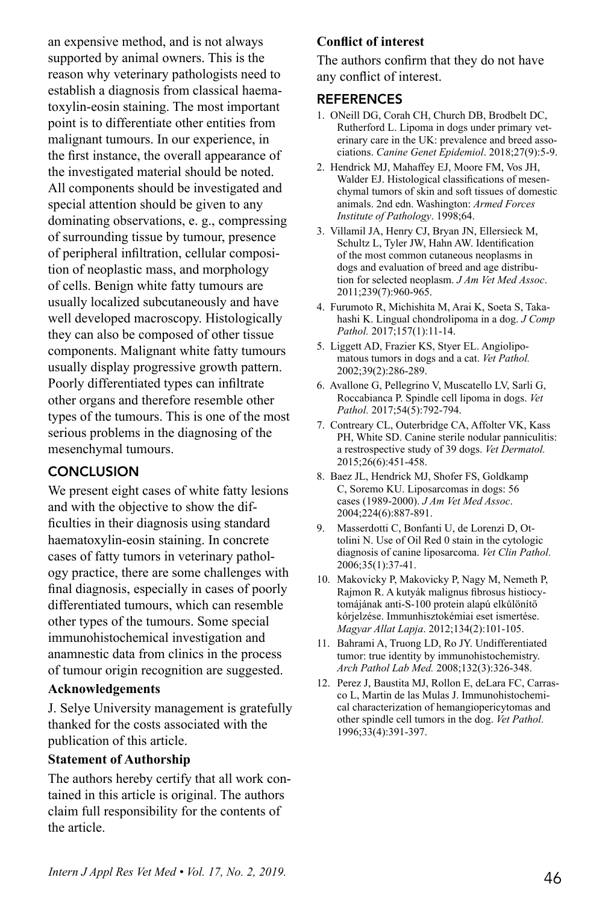an expensive method, and is not always supported by animal owners. This is the reason why veterinary pathologists need to establish a diagnosis from classical haematoxylin-eosin staining. The most important point is to differentiate other entities from malignant tumours. In our experience, in the first instance, the overall appearance of the investigated material should be noted. All components should be investigated and special attention should be given to any dominating observations, e. g., compressing of surrounding tissue by tumour, presence of peripheral infiltration, cellular composition of neoplastic mass, and morphology of cells. Benign white fatty tumours are usually localized subcutaneously and have well developed macroscopy. Histologically they can also be composed of other tissue components. Malignant white fatty tumours usually display progressive growth pattern. Poorly differentiated types can infiltrate other organs and therefore resemble other types of the tumours. This is one of the most serious problems in the diagnosing of the mesenchymal tumours.

## CONCLUSION

We present eight cases of white fatty lesions and with the objective to show the difficulties in their diagnosis using standard haematoxylin-eosin staining. In concrete cases of fatty tumors in veterinary pathology practice, there are some challenges with final diagnosis, especially in cases of poorly differentiated tumours, which can resemble other types of the tumours. Some special immunohistochemical investigation and anamnestic data from clinics in the process of tumour origin recognition are suggested.

### Acknowledgements

J. Selye University management is gratefully thanked for the costs associated with the publication of this article.

### Statement of Authorship

The authors hereby certify that all work contained in this article is original. The authors claim full responsibility for the contents of the article.

### Conflict of interest

The authors confirm that they do not have any conflict of interest.

## REFERENCES

1. ONeill DG, Corah CH, Church DB, Brodbelt DC, Rutherford L. Lipoma in dogs under primary veterinary care in the UK: prevalence and breed associations. *Canine Genet Epidemiol*. 2018;27(9):5-9.
2. Hendrick MJ, Mahaffey EJ, Moore FM, Vos JH, Walder EJ. Histological classifications of mesenchymal tumors of skin and soft tissues of domestic animals. 2nd edn. Washington: *Armed Forces Institute of Pathology*. 1998;64.
3. Villamil JA, Henry CJ, Bryan JN, Ellersieck M, Schultz L, Tyler JW, Hahn AW. Identification of the most common cutaneous neoplasms in dogs and evaluation of breed and age distribution for selected neoplasm. *J Am Vet Med Assoc*. 2011;239(7):960-965.
4. Furumoto R, Michishita M, Arai K, Soeta S, Takahashi K. Lingual chondrolipoma in a dog. *J Comp Pathol.* 2017;157(1):11-14.
5. Liggett AD, Frazier KS, Styer EL. Angiolipomatous tumors in dogs and a cat. *Vet Pathol.* 2002;39(2):286-289.
6. Avallone G, Pellegrino V, Muscatello LV, Sarli G, Roccabianca P. Spindle cell lipoma in dogs. *Vet Pathol.* 2017;54(5):792-794.
7. Contreary CL, Outerbridge CA, Affolter VK, Kass PH, White SD. Canine sterile nodular panniculitis: a restrospective study of 39 dogs. *Vet Dermatol.* 2015;26(6):451-458.
8. Baez JL, Hendrick MJ, Shofer FS, Goldkamp C, Soremo KU. Liposarcomas in dogs: 56 cases (1989-2000). *J Am Vet Med Assoc*. 2004;224(6):887-891.
9. Masserdotti C, Bonfanti U, de Lorenzi D, Ottolini N. Use of Oil Red 0 stain in the cytologic diagnosis of canine liposarcoma. *Vet Clin Pathol.* 2006;35(1):37-41.
10. Makovicky P, Makovicky P, Nagy M, Nemeth P, Rajmon R. A kutyák malignus fibrosus histiocytomájának anti-S-100 protein alapú elkůlönítő kórjelzése. Immunhisztokémiai eset ismertése. *Magyar Allat Lapja*. 2012;134(2):101-105.
11. Bahrami A, Truong LD, Ro JY. Undifferentiated tumor: true identity by immunohistochemistry. *Arch Pathol Lab Med.* 2008;132(3):326-348.
12. Perez J, Baustita MJ, Rollon E, deLara FC, Carrasco L, Martin de las Mulas J. Immunohistochemical characterization of hemangiopericytomas and other spindle cell tumors in the dog. *Vet Pathol.* 1996;33(4):391-397.